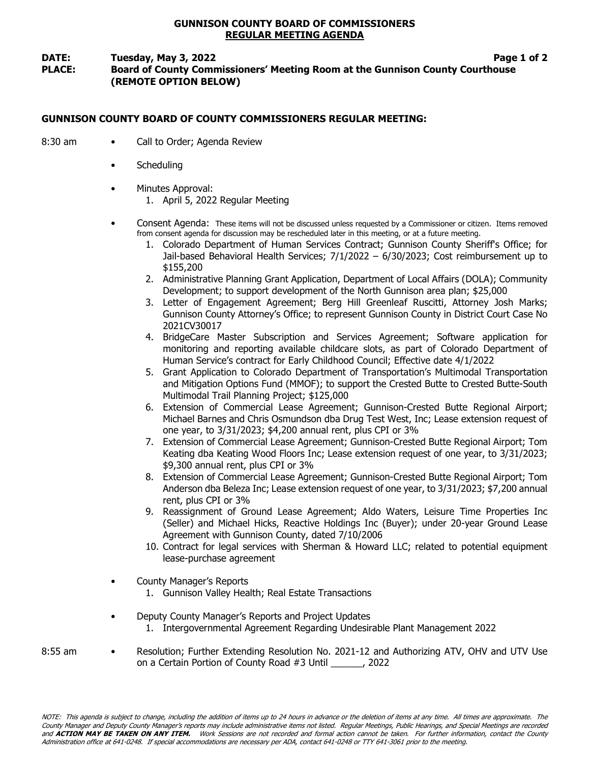# GUNNISON COUNTY BOARD OF COMMISSIONERS
## REGULAR MEETING AGENDA

**DATE:** **Tuesday, May 3, 2022**
**PLACE:** **Board of County Commissioners' Meeting Room at the Gunnison County Courthouse (REMOTE OPTION BELOW)**

### GUNNISON COUNTY BOARD OF COUNTY COMMISSIONERS REGULAR MEETING:

8:30 am

- Call to Order; Agenda Review
- Scheduling
- Minutes Approval:
  1. April 5, 2022 Regular Meeting
- Consent Agenda: These items will not be discussed unless requested by a Commissioner or citizen. Items removed from consent agenda for discussion may be rescheduled later in this meeting, or at a future meeting.
  1. Colorado Department of Human Services Contract; Gunnison County Sheriff's Office; for Jail-based Behavioral Health Services; 7/1/2022 – 6/30/2023; Cost reimbursement up to $155,200
  2. Administrative Planning Grant Application, Department of Local Affairs (DOLA); Community Development; to support development of the North Gunnison area plan; $25,000
  3. Letter of Engagement Agreement; Berg Hill Greenleaf Ruscitti, Attorney Josh Marks; Gunnison County Attorney's Office; to represent Gunnison County in District Court Case No 2021CV30017
  4. BridgeCare Master Subscription and Services Agreement; Software application for monitoring and reporting available childcare slots, as part of Colorado Department of Human Service's contract for Early Childhood Council; Effective date 4/1/2022
  5. Grant Application to Colorado Department of Transportation's Multimodal Transportation and Mitigation Options Fund (MMOF); to support the Crested Butte to Crested Butte-South Multimodal Trail Planning Project; $125,000
  6. Extension of Commercial Lease Agreement; Gunnison-Crested Butte Regional Airport; Michael Barnes and Chris Osmundson dba Drug Test West, Inc; Lease extension request of one year, to 3/31/2023; $4,200 annual rent, plus CPI or 3%
  7. Extension of Commercial Lease Agreement; Gunnison-Crested Butte Regional Airport; Tom Keating dba Keating Wood Floors Inc; Lease extension request of one year, to 3/31/2023; $9,300 annual rent, plus CPI or 3%
  8. Extension of Commercial Lease Agreement; Gunnison-Crested Butte Regional Airport; Tom Anderson dba Beleza Inc; Lease extension request of one year, to 3/31/2023; $7,200 annual rent, plus CPI or 3%
  9. Reassignment of Ground Lease Agreement; Aldo Waters, Leisure Time Properties Inc (Seller) and Michael Hicks, Reactive Holdings Inc (Buyer); under 20-year Ground Lease Agreement with Gunnison County, dated 7/10/2006
  10. Contract for legal services with Sherman & Howard LLC; related to potential equipment lease-purchase agreement
- County Manager's Reports
  1. Gunnison Valley Health; Real Estate Transactions
- Deputy County Manager's Reports and Project Updates
  1. Intergovernmental Agreement Regarding Undesirable Plant Management 2022

8:55 am

- Resolution; Further Extending Resolution No. 2021-12 and Authorizing ATV, OHV and UTV Use on a Certain Portion of County Road #3 Until ______, 2022

*NOTE: This agenda is subject to change, including the addition of items up to 24 hours in advance or the deletion of items at any time. All times are approximate. The County Manager and Deputy County Manager's reports may include administrative items not listed. Regular Meetings, Public Hearings, and Special Meetings are recorded and **ACTION MAY BE TAKEN ON ANY ITEM.** Work Sessions are not recorded and formal action cannot be taken. For further information, contact the County Administration office at 641-0248. If special accommodations are necessary per ADA, contact 641-0248 or TTY 641-3061 prior to the meeting.*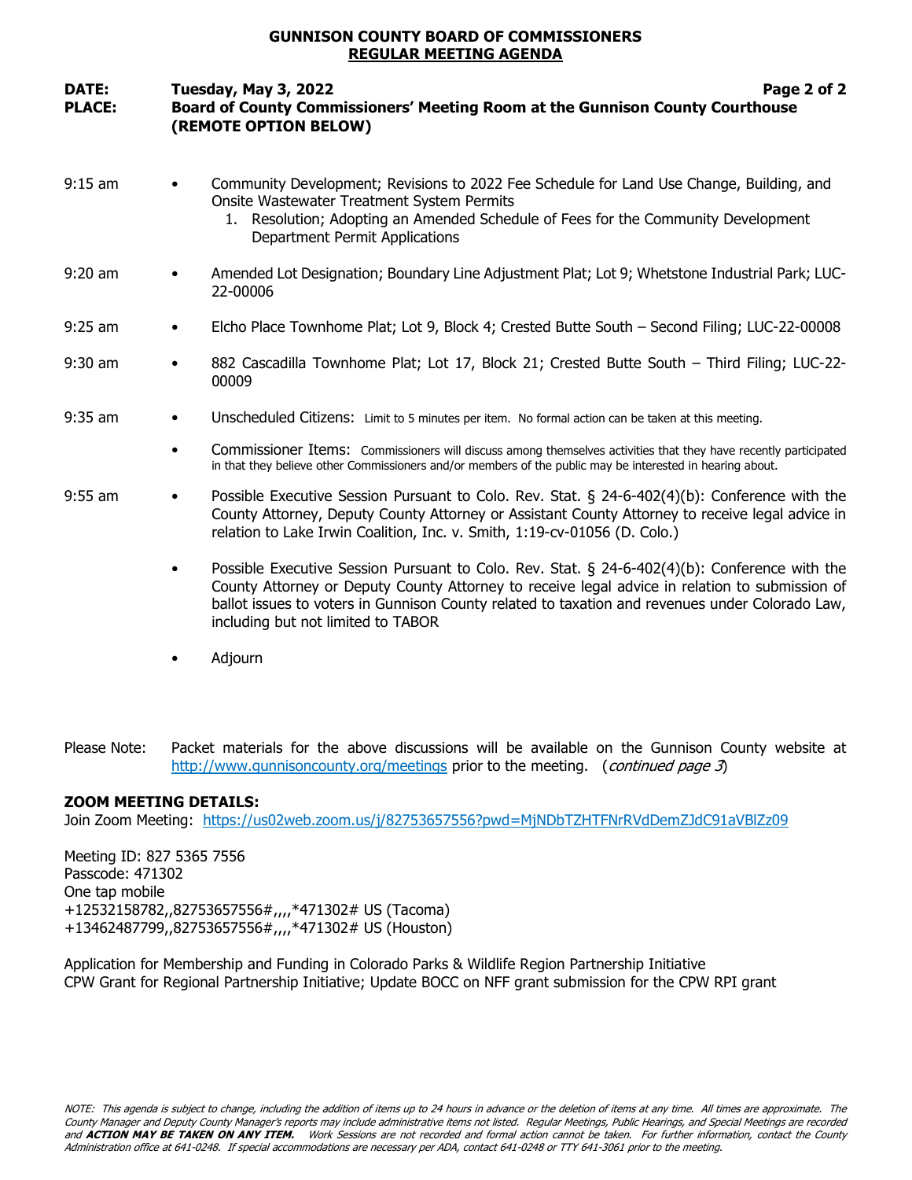**GUNNISON COUNTY BOARD OF COMMISSIONERS**
**REGULAR MEETING AGENDA**

**DATE:** **Tuesday, May 3, 2022**
**PLACE:** **Board of County Commissioners' Meeting Room at the Gunnison County Courthouse (REMOTE OPTION BELOW)**

| | |
|---|---|
| 9:15 am | • Community Development; Revisions to 2022 Fee Schedule for Land Use Change, Building, and Onsite Wastewater Treatment System Permits<br>1. Resolution; Adopting an Amended Schedule of Fees for the Community Development Department Permit Applications |
| 9:20 am | • Amended Lot Designation; Boundary Line Adjustment Plat; Lot 9; Whetstone Industrial Park; LUC-22-00006 |
| 9:25 am | • Elcho Place Townhome Plat; Lot 9, Block 4; Crested Butte South – Second Filing; LUC-22-00008 |
| 9:30 am | • 882 Cascadilla Townhome Plat; Lot 17, Block 21; Crested Butte South – Third Filing; LUC-22-00009 |
| 9:35 am | • Unscheduled Citizens: Limit to 5 minutes per item. No formal action can be taken at this meeting. |
| | • Commissioner Items: Commissioners will discuss among themselves activities that they have recently participated in that they believe other Commissioners and/or members of the public may be interested in hearing about. |
| 9:55 am | • Possible Executive Session Pursuant to Colo. Rev. Stat. § 24-6-402(4)(b): Conference with the County Attorney, Deputy County Attorney or Assistant County Attorney to receive legal advice in relation to Lake Irwin Coalition, Inc. v. Smith, 1:19-cv-01056 (D. Colo.) |
| | • Possible Executive Session Pursuant to Colo. Rev. Stat. § 24-6-402(4)(b): Conference with the County Attorney or Deputy County Attorney to receive legal advice in relation to submission of ballot issues to voters in Gunnison County related to taxation and revenues under Colorado Law, including but not limited to TABOR |
| | • Adjourn |

Please Note: Packet materials for the above discussions will be available on the Gunnison County website at http://www.gunnisoncounty.org/meetings prior to the meeting. (*continued page 3*)

**ZOOM MEETING DETAILS:**

Join Zoom Meeting: https://us02web.zoom.us/j/82753657556?pwd=MjNDbTZHTFNrRVdDemZJdC91aVBlZz09

Meeting ID: 827 5365 7556
Passcode: 471302
One tap mobile
+12532158782,,82753657556#,,,,*471302# US (Tacoma)
+13462487799,,82753657556#,,,,*471302# US (Houston)

Application for Membership and Funding in Colorado Parks & Wildlife Region Partnership Initiative
CPW Grant for Regional Partnership Initiative; Update BOCC on NFF grant submission for the CPW RPI grant

*NOTE: This agenda is subject to change, including the addition of items up to 24 hours in advance or the deletion of items at any time. All times are approximate. The County Manager and Deputy County Manager's reports may include administrative items not listed. Regular Meetings, Public Hearings, and Special Meetings are recorded and* ***ACTION MAY BE TAKEN ON ANY ITEM.*** *Work Sessions are not recorded and formal action cannot be taken. For further information, contact the County Administration office at 641-0248. If special accommodations are necessary per ADA, contact 641-0248 or TTY 641-3061 prior to the meeting.*